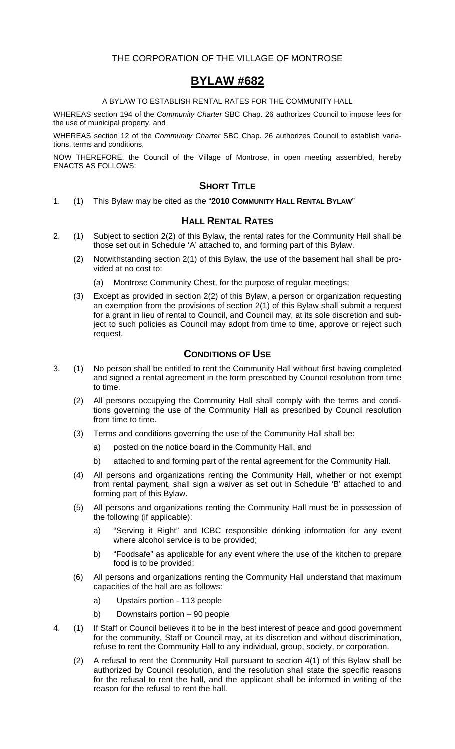THE CORPORATION OF THE VILLAGE OF MONTROSE

# BYLAW #682

A BYLAW TO ESTABLISH RENTAL RATES FOR THE COMMUNITY HALL

WHEREAS section 194 of the *Community Charter* SBC Chap. 26 authorizes Council to impose fees for the use of municipal property, and

WHEREAS section 12 of the *Community Charter* SBC Chap. 26 authorizes Council to establish variations, terms and conditions,

NOW THEREFORE, the Council of the Village of Montrose, in open meeting assembled, hereby ENACTS AS FOLLOWS:

## SHORT TITLE

1. (1) This Bylaw may be cited as the "**2010 COMMUNITY HALL RENTAL BYLAW**"

## HALL RENTAL RATES

2. (1) Subject to section 2(2) of this Bylaw, the rental rates for the Community Hall shall be those set out in Schedule 'A' attached to, and forming part of this Bylaw.

   (2) Notwithstanding section 2(1) of this Bylaw, the use of the basement hall shall be provided at no cost to:

   (a) Montrose Community Chest, for the purpose of regular meetings;

   (3) Except as provided in section 2(2) of this Bylaw, a person or organization requesting an exemption from the provisions of section 2(1) of this Bylaw shall submit a request for a grant in lieu of rental to Council, and Council may, at its sole discretion and subject to such policies as Council may adopt from time to time, approve or reject such request.

## CONDITIONS OF USE

3. (1) No person shall be entitled to rent the Community Hall without first having completed and signed a rental agreement in the form prescribed by Council resolution from time to time.

   (2) All persons occupying the Community Hall shall comply with the terms and conditions governing the use of the Community Hall as prescribed by Council resolution from time to time.

   (3) Terms and conditions governing the use of the Community Hall shall be:

   a) posted on the notice board in the Community Hall, and

   b) attached to and forming part of the rental agreement for the Community Hall.

   (4) All persons and organizations renting the Community Hall, whether or not exempt from rental payment, shall sign a waiver as set out in Schedule 'B' attached to and forming part of this Bylaw.

   (5) All persons and organizations renting the Community Hall must be in possession of the following (if applicable):

   a) "Serving it Right" and ICBC responsible drinking information for any event where alcohol service is to be provided;

   b) "Foodsafe" as applicable for any event where the use of the kitchen to prepare food is to be provided;

   (6) All persons and organizations renting the Community Hall understand that maximum capacities of the hall are as follows:

   a) Upstairs portion - 113 people

   b) Downstairs portion – 90 people

4. (1) If Staff or Council believes it to be in the best interest of peace and good government for the community, Staff or Council may, at its discretion and without discrimination, refuse to rent the Community Hall to any individual, group, society, or corporation.

   (2) A refusal to rent the Community Hall pursuant to section 4(1) of this Bylaw shall be authorized by Council resolution, and the resolution shall state the specific reasons for the refusal to rent the hall, and the applicant shall be informed in writing of the reason for the refusal to rent the hall.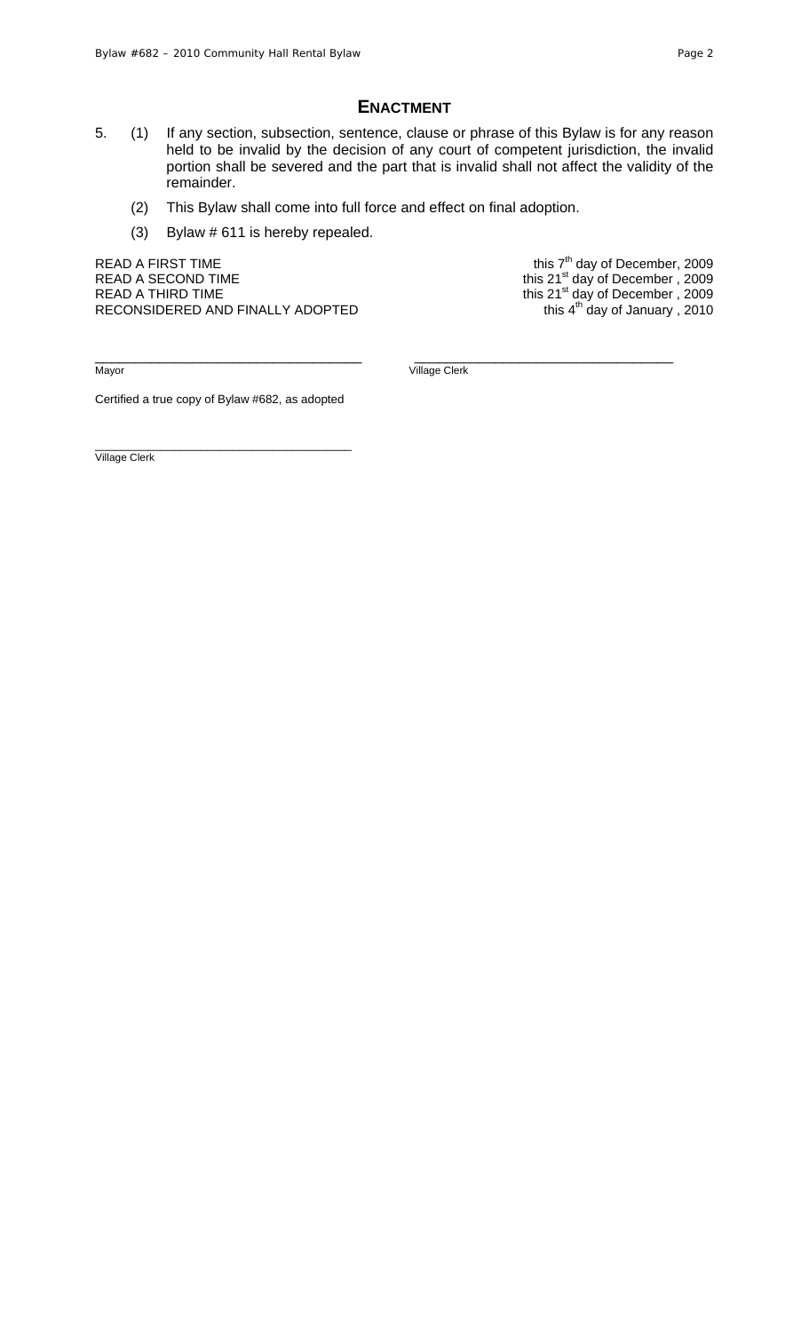## ENACTMENT

5. (1) If any section, subsection, sentence, clause or phrase of this Bylaw is for any reason held to be invalid by the decision of any court of competent jurisdiction, the invalid portion shall be severed and the part that is invalid shall not affect the validity of the remainder.

   (2) This Bylaw shall come into full force and effect on final adoption.

   (3) Bylaw # 611 is hereby repealed.

| | |
|---|---|
| READ A FIRST TIME | this 7th day of December, 2009 |
| READ A SECOND TIME | this 21st day of December , 2009 |
| READ A THIRD TIME | this 21st day of December , 2009 |
| RECONSIDERED AND FINALLY ADOPTED | this 4th day of January , 2010 |

\_\_\_\_\_\_\_\_\_\_\_\_\_\_\_\_\_\_\_\_\_\_\_\_\_\_\_\_\_\_\_\_\_\_\_\_
Mayor

\_\_\_\_\_\_\_\_\_\_\_\_\_\_\_\_\_\_\_\_\_\_\_\_\_\_\_\_\_\_\_\_\_\_\_\_
Village Clerk

Certified a true copy of Bylaw #682, as adopted

\_\_\_\_\_\_\_\_\_\_\_\_\_\_\_\_\_\_\_\_\_\_\_\_\_\_\_\_\_\_\_\_\_\_\_\_
Village Clerk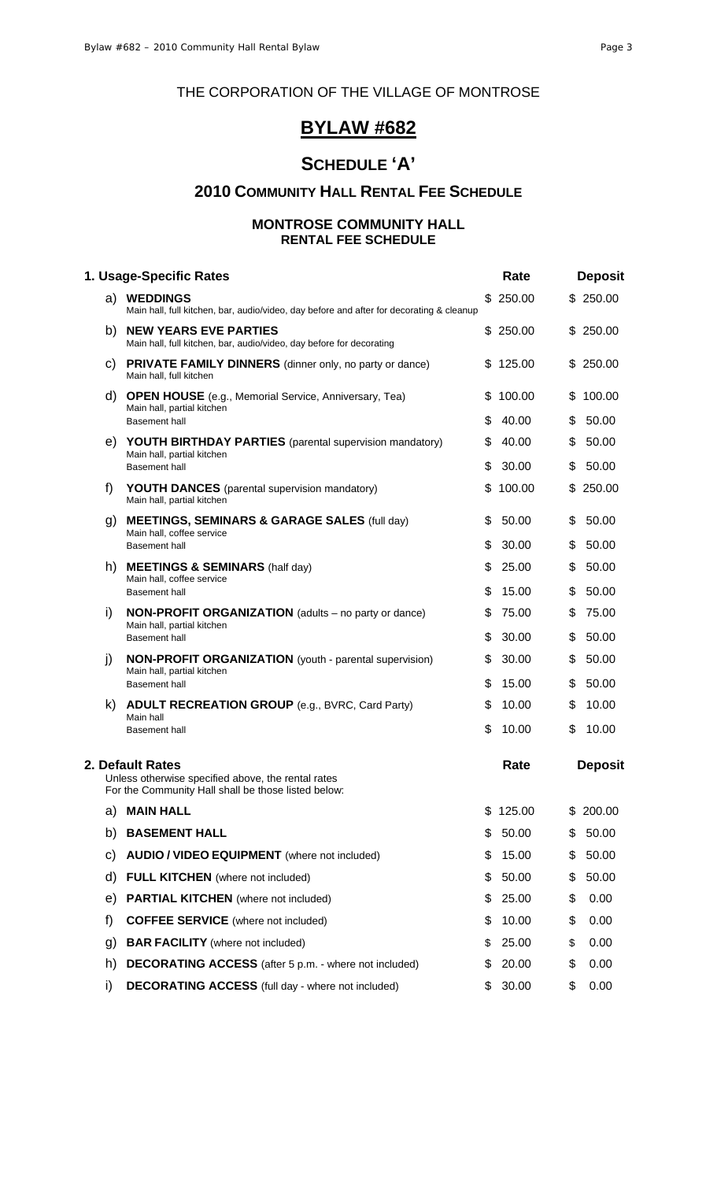THE CORPORATION OF THE VILLAGE OF MONTROSE

# BYLAW #682

## SCHEDULE 'A'

## 2010 COMMUNITY HALL RENTAL FEE SCHEDULE

### MONTROSE COMMUNITY HALL
### RENTAL FEE SCHEDULE

| **1. Usage-Specific Rates** | | **Rate** | **Deposit** |
|---|---|---|---|
| a) | **WEDDINGS**<br>Main hall, full kitchen, bar, audio/video, day before and after for decorating & cleanup | $ 250.00 | $ 250.00 |
| b) | **NEW YEARS EVE PARTIES**<br>Main hall, full kitchen, bar, audio/video, day before for decorating | $ 250.00 | $ 250.00 |
| c) | **PRIVATE FAMILY DINNERS** (dinner only, no party or dance)<br>Main hall, full kitchen | $ 125.00 | $ 250.00 |
| d) | **OPEN HOUSE** (e.g., Memorial Service, Anniversary, Tea)<br>Main hall, partial kitchen | $ 100.00 | $ 100.00 |
| | Basement hall | $ 40.00 | $ 50.00 |
| e) | **YOUTH BIRTHDAY PARTIES** (parental supervision mandatory)<br>Main hall, partial kitchen | $ 40.00 | $ 50.00 |
| | Basement hall | $ 30.00 | $ 50.00 |
| f) | **YOUTH DANCES** (parental supervision mandatory)<br>Main hall, partial kitchen | $ 100.00 | $ 250.00 |
| g) | **MEETINGS, SEMINARS & GARAGE SALES** (full day)<br>Main hall, coffee service | $ 50.00 | $ 50.00 |
| | Basement hall | $ 30.00 | $ 50.00 |
| h) | **MEETINGS & SEMINARS** (half day)<br>Main hall, coffee service | $ 25.00 | $ 50.00 |
| | Basement hall | $ 15.00 | $ 50.00 |
| i) | **NON-PROFIT ORGANIZATION** (adults – no party or dance)<br>Main hall, partial kitchen | $ 75.00 | $ 75.00 |
| | Basement hall | $ 30.00 | $ 50.00 |
| j) | **NON-PROFIT ORGANIZATION** (youth - parental supervision)<br>Main hall, partial kitchen | $ 30.00 | $ 50.00 |
| | Basement hall | $ 15.00 | $ 50.00 |
| k) | **ADULT RECREATION GROUP** (e.g., BVRC, Card Party)<br>Main hall | $ 10.00 | $ 10.00 |
| | Basement hall | $ 10.00 | $ 10.00 |

| **2. Default Rates**<br>Unless otherwise specified above, the rental rates For the Community Hall shall be those listed below: | | **Rate** | **Deposit** |
|---|---|---|---|
| a) | **MAIN HALL** | $ 125.00 | $ 200.00 |
| b) | **BASEMENT HALL** | $ 50.00 | $ 50.00 |
| c) | **AUDIO / VIDEO EQUIPMENT** (where not included) | $ 15.00 | $ 50.00 |
| d) | **FULL KITCHEN** (where not included) | $ 50.00 | $ 50.00 |
| e) | **PARTIAL KITCHEN** (where not included) | $ 25.00 | $ 0.00 |
| f) | **COFFEE SERVICE** (where not included) | $ 10.00 | $ 0.00 |
| g) | **BAR FACILITY** (where not included) | $ 25.00 | $ 0.00 |
| h) | **DECORATING ACCESS** (after 5 p.m. - where not included) | $ 20.00 | $ 0.00 |
| i) | **DECORATING ACCESS** (full day - where not included) | $ 30.00 | $ 0.00 |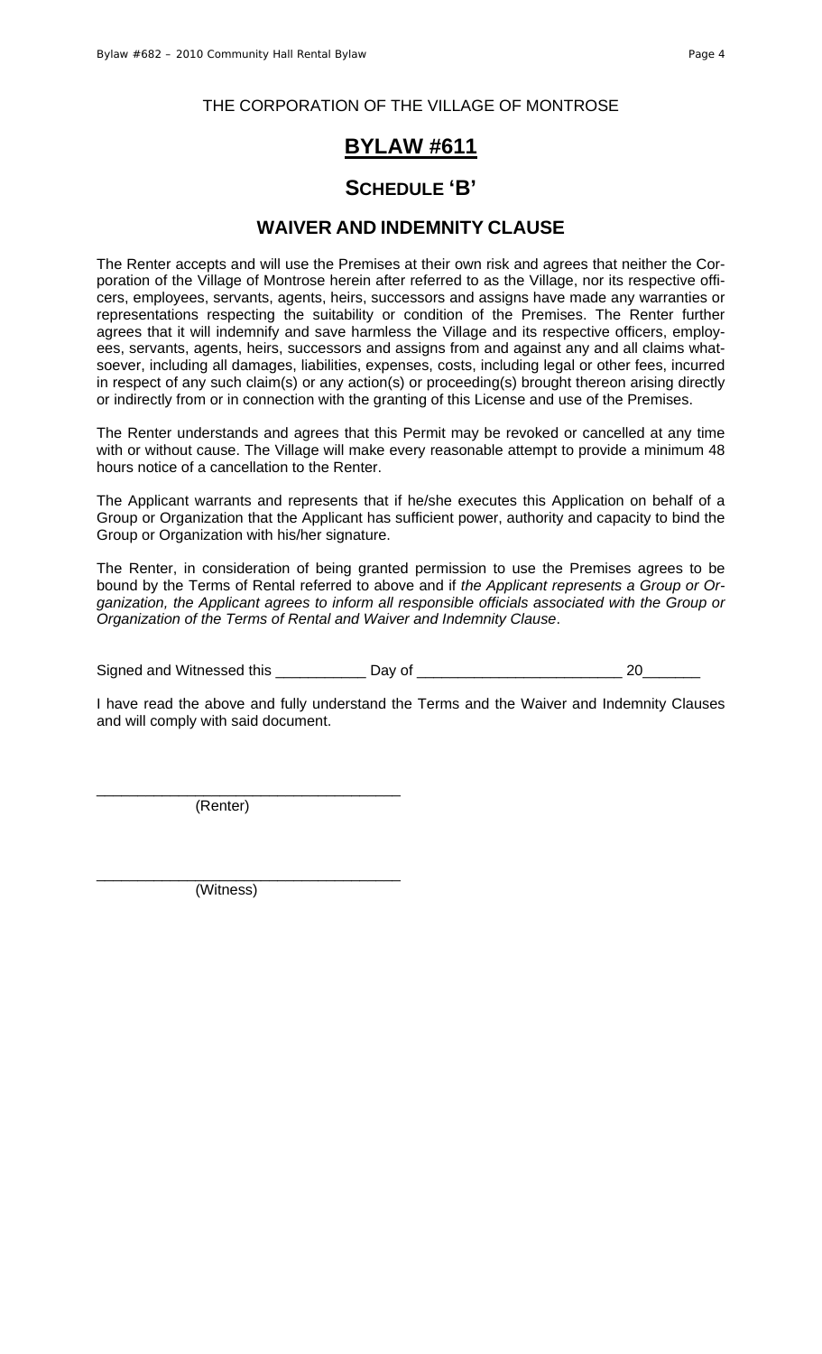THE CORPORATION OF THE VILLAGE OF MONTROSE

# BYLAW #611

## SCHEDULE 'B'

## WAIVER AND INDEMNITY CLAUSE

The Renter accepts and will use the Premises at their own risk and agrees that neither the Corporation of the Village of Montrose herein after referred to as the Village, nor its respective officers, employees, servants, agents, heirs, successors and assigns have made any warranties or representations respecting the suitability or condition of the Premises. The Renter further agrees that it will indemnify and save harmless the Village and its respective officers, employees, servants, agents, heirs, successors and assigns from and against any and all claims whatsoever, including all damages, liabilities, expenses, costs, including legal or other fees, incurred in respect of any such claim(s) or any action(s) or proceeding(s) brought thereon arising directly or indirectly from or in connection with the granting of this License and use of the Premises.

The Renter understands and agrees that this Permit may be revoked or cancelled at any time with or without cause. The Village will make every reasonable attempt to provide a minimum 48 hours notice of a cancellation to the Renter.

The Applicant warrants and represents that if he/she executes this Application on behalf of a Group or Organization that the Applicant has sufficient power, authority and capacity to bind the Group or Organization with his/her signature.

The Renter, in consideration of being granted permission to use the Premises agrees to be bound by the Terms of Rental referred to above and if *the Applicant represents a Group or Organization, the Applicant agrees to inform all responsible officials associated with the Group or Organization of the Terms of Rental and Waiver and Indemnity Clause*.

Signed and Witnessed this ___________ Day of _________________________ 20_______

I have read the above and fully understand the Terms and the Waiver and Indemnity Clauses and will comply with said document.

_____________________________________
(Renter)

_____________________________________
(Witness)